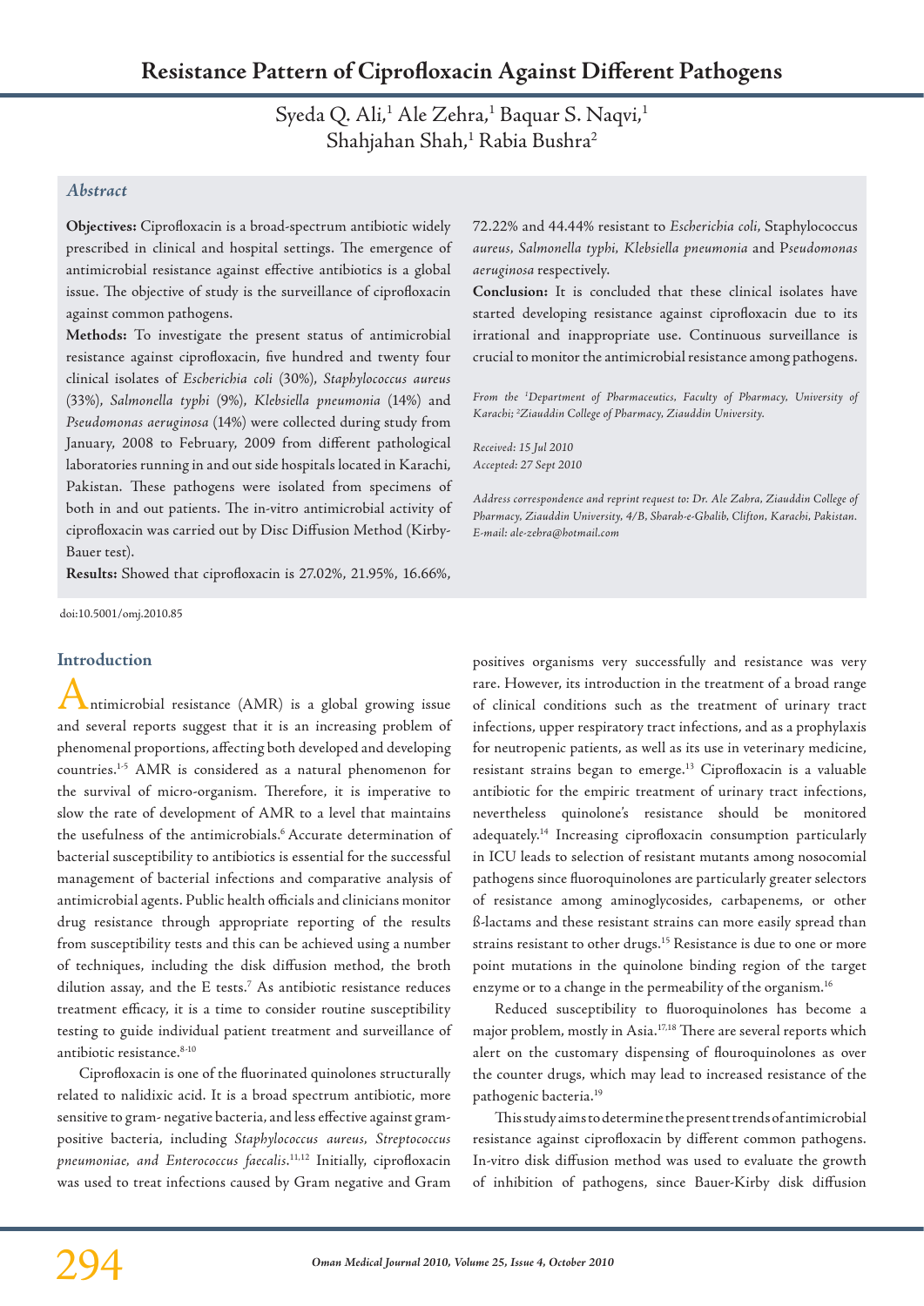# Resistance Pattern of Ciprofloxacin Against Different Pathogens

Syeda Q. Ali,[1] Ale Zehra,[1] Baquar S. Naqvi,[1] Shahjahan Shah,[1] Rabia Bushra[2]

## Abstract

**Objectives:** Ciprofloxacin is a broad-spectrum antibiotic widely prescribed in clinical and hospital settings. The emergence of antimicrobial resistance against effective antibiotics is a global issue. The objective of study is the surveillance of ciprofloxacin against common pathogens.

**Methods:** To investigate the present status of antimicrobial resistance against ciprofloxacin, five hundred and twenty four clinical isolates of *Escherichia coli* (30%), *Staphylococcus aureus* (33%), *Salmonella typhi* (9%), *Klebsiella pneumonia* (14%) and *Pseudomonas aeruginosa* (14%) were collected during study from January, 2008 to February, 2009 from different pathological laboratories running in and out side hospitals located in Karachi, Pakistan. These pathogens were isolated from specimens of both in and out patients. The in-vitro antimicrobial activity of ciprofloxacin was carried out by Disc Diffusion Method (Kirby-Bauer test).

**Results:** Showed that ciprofloxacin is 27.02%, 21.95%, 16.66%, 72.22% and 44.44% resistant to *Escherichia coli*, Staphylococcus *aureus*, *Salmonella typhi*, *Klebsiella pneumonia* and P*seudomonas aeruginosa* respectively.

**Conclusion:** It is concluded that these clinical isolates have started developing resistance against ciprofloxacin due to its irrational and inappropriate use. Continuous surveillance is crucial to monitor the antimicrobial resistance among pathogens.

*From the [1]Department of Pharmaceutics, Faculty of Pharmacy, University of Karachi; [2]Ziauddin College of Pharmacy, Ziauddin University.*

*Received: 15 Jul 2010*
*Accepted: 27 Sept 2010*

*Address correspondence and reprint request to: Dr. Ale Zahra, Ziauddin College of Pharmacy, Ziauddin University, 4/B, Sharah-e-Ghalib, Clifton, Karachi, Pakistan. E-mail: ale-zehra@hotmail.com*

doi:10.5001/omj.2010.85

## Introduction

Antimicrobial resistance (AMR) is a global growing issue and several reports suggest that it is an increasing problem of phenomenal proportions, affecting both developed and developing countries.[1-5] AMR is considered as a natural phenomenon for the survival of micro-organism. Therefore, it is imperative to slow the rate of development of AMR to a level that maintains the usefulness of the antimicrobials.[6] Accurate determination of bacterial susceptibility to antibiotics is essential for the successful management of bacterial infections and comparative analysis of antimicrobial agents. Public health officials and clinicians monitor drug resistance through appropriate reporting of the results from susceptibility tests and this can be achieved using a number of techniques, including the disk diffusion method, the broth dilution assay, and the E tests.[7] As antibiotic resistance reduces treatment efficacy, it is a time to consider routine susceptibility testing to guide individual patient treatment and surveillance of antibiotic resistance.[8-10]

Ciprofloxacin is one of the fluorinated quinolones structurally related to nalidixic acid. It is a broad spectrum antibiotic, more sensitive to gram- negative bacteria, and less effective against gram-positive bacteria, including *Staphylococcus aureus*, *Streptococcus pneumoniae, and Enterococcus faecalis*.[11,12] Initially, ciprofloxacin was used to treat infections caused by Gram negative and Gram positives organisms very successfully and resistance was very rare. However, its introduction in the treatment of a broad range of clinical conditions such as the treatment of urinary tract infections, upper respiratory tract infections, and as a prophylaxis for neutropenic patients, as well as its use in veterinary medicine, resistant strains began to emerge.[13] Ciprofloxacin is a valuable antibiotic for the empiric treatment of urinary tract infections, nevertheless quinolone's resistance should be monitored adequately.[14] Increasing ciprofloxacin consumption particularly in ICU leads to selection of resistant mutants among nosocomial pathogens since fluoroquinolones are particularly greater selectors of resistance among aminoglycosides, carbapenems, or other ß-lactams and these resistant strains can more easily spread than strains resistant to other drugs.[15] Resistance is due to one or more point mutations in the quinolone binding region of the target enzyme or to a change in the permeability of the organism.[16]

Reduced susceptibility to fluoroquinolones has become a major problem, mostly in Asia.[17,18] There are several reports which alert on the customary dispensing of flouroquinolones as over the counter drugs, which may lead to increased resistance of the pathogenic bacteria.[19]

This study aims to determine the present trends of antimicrobial resistance against ciprofloxacin by different common pathogens. In-vitro disk diffusion method was used to evaluate the growth of inhibition of pathogens, since Bauer-Kirby disk diffusion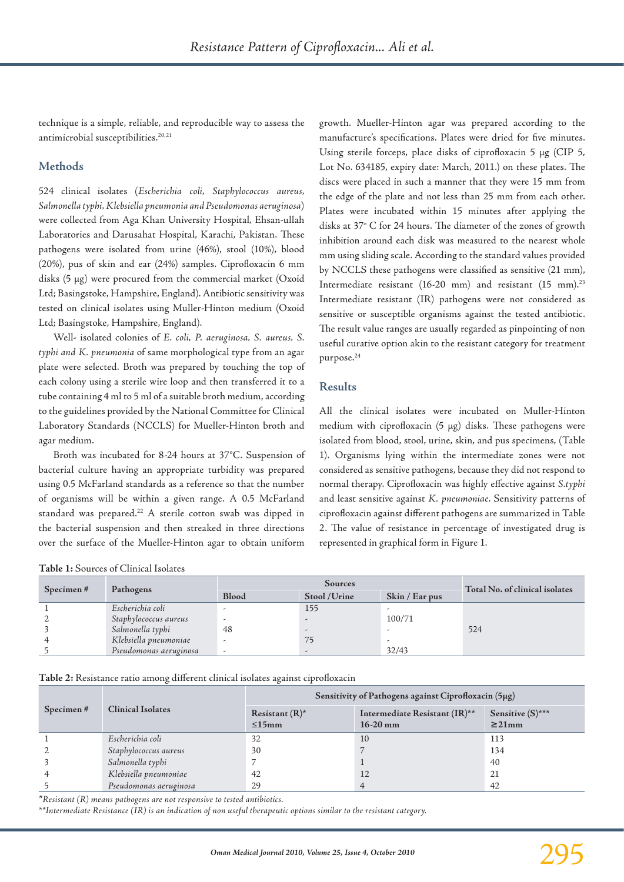technique is a simple, reliable, and reproducible way to assess the antimicrobial susceptibilities.[20,21]

## Methods

524 clinical isolates (*Escherichia coli*, *Staphylococcus aureus*, *Salmonella typhi*, *Klebsiella pneumonia and Pseudomonas aeruginosa*) were collected from Aga Khan University Hospital, Ehsan-ullah Laboratories and Darusahat Hospital, Karachi, Pakistan. These pathogens were isolated from urine (46%), stool (10%), blood (20%), pus of skin and ear (24%) samples. Ciprofloxacin 6 mm disks (5 μg) were procured from the commercial market (Oxoid Ltd; Basingstoke, Hampshire, England). Antibiotic sensitivity was tested on clinical isolates using Muller-Hinton medium (Oxoid Ltd; Basingstoke, Hampshire, England).

Well- isolated colonies of *E. coli*, *P. aeruginosa*, *S. aureus*, *S. typhi and K. pneumonia* of same morphological type from an agar plate were selected. Broth was prepared by touching the top of each colony using a sterile wire loop and then transferred it to a tube containing 4 ml to 5 ml of a suitable broth medium, according to the guidelines provided by the National Committee for Clinical Laboratory Standards (NCCLS) for Mueller-Hinton broth and agar medium.

Broth was incubated for 8-24 hours at 37°C. Suspension of bacterial culture having an appropriate turbidity was prepared using 0.5 McFarland standards as a reference so that the number of organisms will be within a given range. A 0.5 McFarland standard was prepared.[22] A sterile cotton swab was dipped in the bacterial suspension and then streaked in three directions over the surface of the Mueller-Hinton agar to obtain uniform growth. Mueller-Hinton agar was prepared according to the manufacture's specifications. Plates were dried for five minutes. Using sterile forceps, place disks of ciprofloxacin 5 μg (CIP 5, Lot No. 634185, expiry date: March, 2011.) on these plates. The discs were placed in such a manner that they were 15 mm from the edge of the plate and not less than 25 mm from each other. Plates were incubated within 15 minutes after applying the disks at 37° C for 24 hours. The diameter of the zones of growth inhibition around each disk was measured to the nearest whole mm using sliding scale. According to the standard values provided by NCCLS these pathogens were classified as sensitive (21 mm), Intermediate resistant (16-20 mm) and resistant (15 mm).[23] Intermediate resistant (IR) pathogens were not considered as sensitive or susceptible organisms against the tested antibiotic. The result value ranges are usually regarded as pinpointing of non useful curative option akin to the resistant category for treatment purpose.[24]

## Results

All the clinical isolates were incubated on Muller-Hinton medium with ciprofloxacin (5 μg) disks. These pathogens were isolated from blood, stool, urine, skin, and pus specimens, (Table 1). Organisms lying within the intermediate zones were not considered as sensitive pathogens, because they did not respond to normal therapy. Ciprofloxacin was highly effective against *S.typhi* and least sensitive against *K. pneumoniae*. Sensitivity patterns of ciprofloxacin against different pathogens are summarized in Table 2. The value of resistance in percentage of investigated drug is represented in graphical form in Figure 1.

**Table 1:** Sources of Clinical Isolates

| Specimen # | Pathogens | Sources | | | Total No. of clinical isolates |
|---|---|---|---|---|---|
| | | Blood | Stool /Urine | Skin / Ear pus | |
| 1 | *Escherichia coli* | - | 155 | - | 524 |
| 2 | *Staphylococcus aureus* | - | - | 100/71 | |
| 3 | *Salmonella typhi* | 48 | - | - | |
| 4 | *Klebsiella pneumoniae* | - | 75 | - | |
| 5 | *Pseudomonas aeruginosa* | - | - | 32/43 | |

**Table 2:** Resistance ratio among different clinical isolates against ciprofloxacin

| Specimen # | Clinical Isolates | Sensitivity of Pathogens against Ciprofloxacin (5μg) | | |
|---|---|---|---|---|
| | | Resistant (R)* ≤15mm | Intermediate Resistant (IR)** 16-20 mm | Sensitive (S)*** ≥21mm |
| 1 | *Escherichia coli* | 32 | 10 | 113 |
| 2 | *Staphylococcus aureus* | 30 | 7 | 134 |
| 3 | *Salmonella typhi* | 7 | 1 | 40 |
| 4 | *Klebsiella pneumoniae* | 42 | 12 | 21 |
| 5 | *Pseudomonas aeruginosa* | 29 | 4 | 42 |

*\*Resistant (R) means pathogens are not responsive to tested antibiotics.*

*\*\*Intermediate Resistance (IR) is an indication of non useful therapeutic options similar to the resistant category.*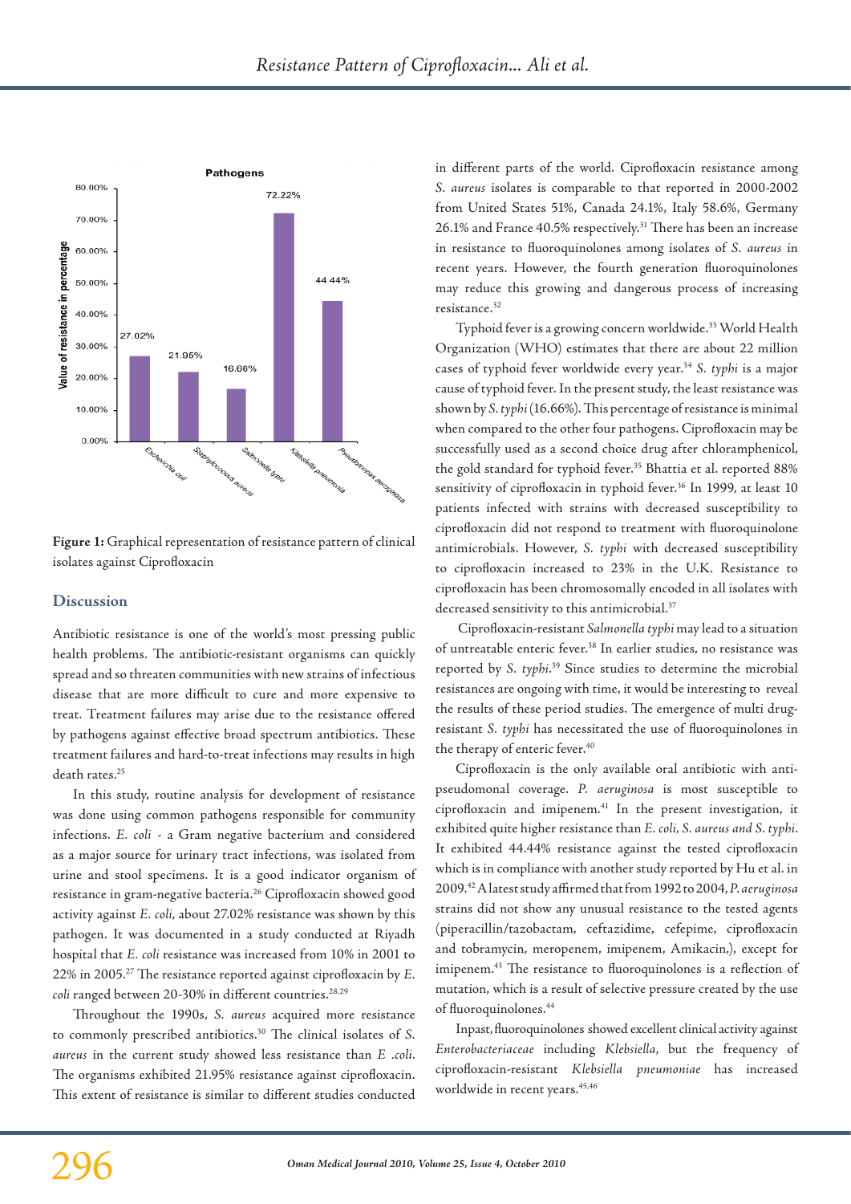**Figure 1:** Graphical representation of resistance pattern of clinical isolates against Ciprofloxacin

## Discussion

Antibiotic resistance is one of the world's most pressing public health problems. The antibiotic-resistant organisms can quickly spread and so threaten communities with new strains of infectious disease that are more difficult to cure and more expensive to treat. Treatment failures may arise due to the resistance offered by pathogens against effective broad spectrum antibiotics. These treatment failures and hard-to-treat infections may results in high death rates.[25]

In this study, routine analysis for development of resistance was done using common pathogens responsible for community infections. *E. coli* - a Gram negative bacterium and considered as a major source for urinary tract infections, was isolated from urine and stool specimens. It is a good indicator organism of resistance in gram-negative bacteria.[26] Ciprofloxacin showed good activity against *E. coli*, about 27.02% resistance was shown by this pathogen. It was documented in a study conducted at Riyadh hospital that *E. coli* resistance was increased from 10% in 2001 to 22% in 2005.[27] The resistance reported against ciprofloxacin by *E. coli* ranged between 20-30% in different countries.[28,29]

Throughout the 1990s, *S. aureus* acquired more resistance to commonly prescribed antibiotics.[30] The clinical isolates of *S. aureus* in the current study showed less resistance than *E .coli*. The organisms exhibited 21.95% resistance against ciprofloxacin. This extent of resistance is similar to different studies conducted in different parts of the world. Ciprofloxacin resistance among *S. aureus* isolates is comparable to that reported in 2000-2002 from United States 51%, Canada 24.1%, Italy 58.6%, Germany 26.1% and France 40.5% respectively.[31] There has been an increase in resistance to fluoroquinolones among isolates of *S. aureus* in recent years. However, the fourth generation fluoroquinolones may reduce this growing and dangerous process of increasing resistance.[32]

Typhoid fever is a growing concern worldwide.[33] World Health Organization (WHO) estimates that there are about 22 million cases of typhoid fever worldwide every year.[34] *S. typhi* is a major cause of typhoid fever. In the present study, the least resistance was shown by *S. typhi* (16.66%). This percentage of resistance is minimal when compared to the other four pathogens. Ciprofloxacin may be successfully used as a second choice drug after chloramphenicol, the gold standard for typhoid fever.[35] Bhattia et al. reported 88% sensitivity of ciprofloxacin in typhoid fever.[36] In 1999, at least 10 patients infected with strains with decreased susceptibility to ciprofloxacin did not respond to treatment with fluoroquinolone antimicrobials. However, *S. typhi* with decreased susceptibility to ciprofloxacin increased to 23% in the U.K. Resistance to ciprofloxacin has been chromosomally encoded in all isolates with decreased sensitivity to this antimicrobial.[37]

Ciprofloxacin-resistant *Salmonella typhi* may lead to a situation of untreatable enteric fever.[38] In earlier studies, no resistance was reported by *S. typhi*.[39] Since studies to determine the microbial resistances are ongoing with time, it would be interesting to reveal the results of these period studies. The emergence of multi drug-resistant *S. typhi* has necessitated the use of fluoroquinolones in the therapy of enteric fever.[40]

Ciprofloxacin is the only available oral antibiotic with anti-pseudomonal coverage. *P. aeruginosa* is most susceptible to ciprofloxacin and imipenem.[41] In the present investigation, it exhibited quite higher resistance than *E. coli, S. aureus and S. typhi*. It exhibited 44.44% resistance against the tested ciprofloxacin which is in compliance with another study reported by Hu et al. in 2009.[42] A latest study affirmed that from 1992 to 2004, *P. aeruginosa* strains did not show any unusual resistance to the tested agents (piperacillin/tazobactam, ceftazidime, cefepime, ciprofloxacin and tobramycin, meropenem, imipenem, Amikacin,), except for imipenem.[43] The resistance to fluoroquinolones is a reflection of mutation, which is a result of selective pressure created by the use of fluoroquinolones.[44]

Inpast, fluoroquinolones showed excellent clinical activity against *Enterobacteriaceae* including *Klebsiella*, but the frequency of ciprofloxacin-resistant *Klebsiella pneumoniae* has increased worldwide in recent years.[45,46]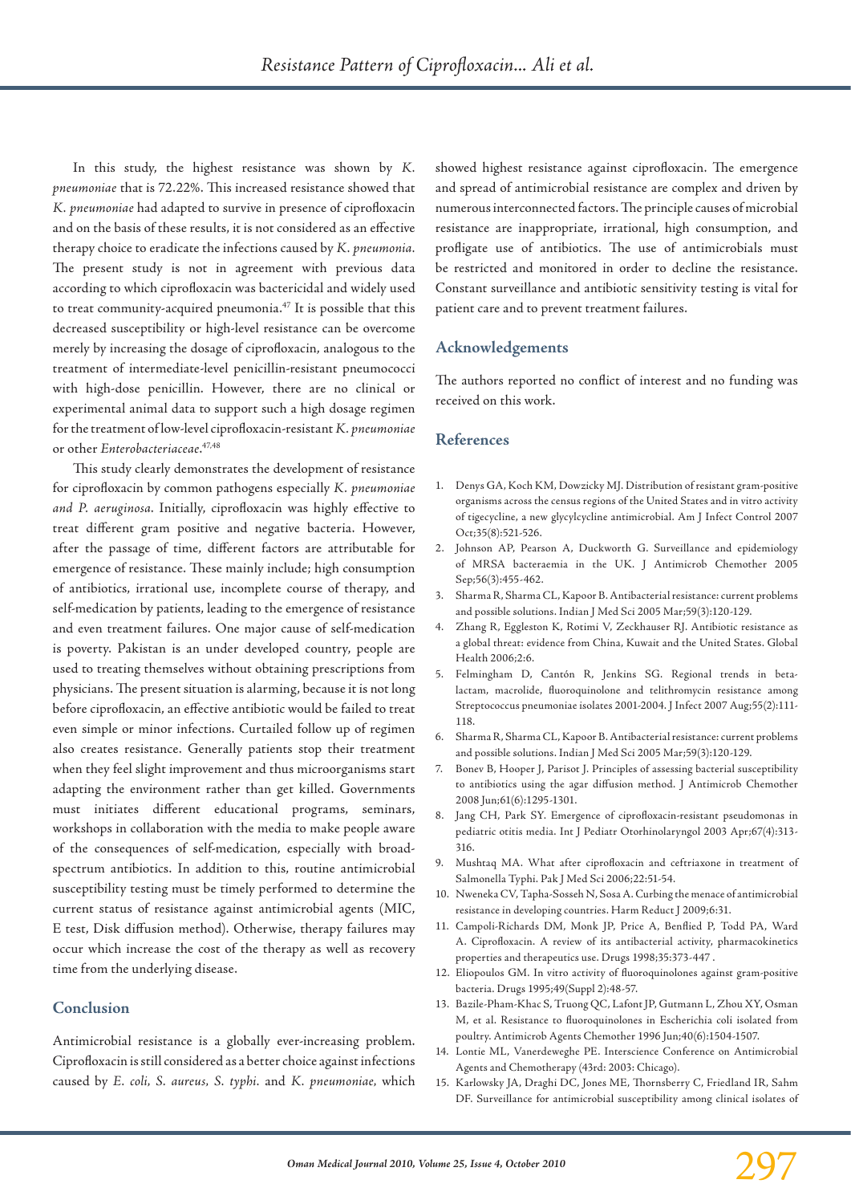In this study, the highest resistance was shown by *K. pneumoniae* that is 72.22%. This increased resistance showed that *K. pneumoniae* had adapted to survive in presence of ciprofloxacin and on the basis of these results, it is not considered as an effective therapy choice to eradicate the infections caused by *K. pneumonia*. The present study is not in agreement with previous data according to which ciprofloxacin was bactericidal and widely used to treat community-acquired pneumonia.[47] It is possible that this decreased susceptibility or high-level resistance can be overcome merely by increasing the dosage of ciprofloxacin, analogous to the treatment of intermediate-level penicillin-resistant pneumococci with high-dose penicillin. However, there are no clinical or experimental animal data to support such a high dosage regimen for the treatment of low-level ciprofloxacin-resistant *K. pneumoniae* or other *Enterobacteriaceae*.[47,48]

This study clearly demonstrates the development of resistance for ciprofloxacin by common pathogens especially *K. pneumoniae and P. aeruginosa*. Initially, ciprofloxacin was highly effective to treat different gram positive and negative bacteria. However, after the passage of time, different factors are attributable for emergence of resistance. These mainly include; high consumption of antibiotics, irrational use, incomplete course of therapy, and self-medication by patients, leading to the emergence of resistance and even treatment failures. One major cause of self-medication is poverty. Pakistan is an under developed country, people are used to treating themselves without obtaining prescriptions from physicians. The present situation is alarming, because it is not long before ciprofloxacin, an effective antibiotic would be failed to treat even simple or minor infections. Curtailed follow up of regimen also creates resistance. Generally patients stop their treatment when they feel slight improvement and thus microorganisms start adapting the environment rather than get killed. Governments must initiates different educational programs, seminars, workshops in collaboration with the media to make people aware of the consequences of self-medication, especially with broad-spectrum antibiotics. In addition to this, routine antimicrobial susceptibility testing must be timely performed to determine the current status of resistance against antimicrobial agents (MIC, E test, Disk diffusion method). Otherwise, therapy failures may occur which increase the cost of the therapy as well as recovery time from the underlying disease.

## Conclusion

Antimicrobial resistance is a globally ever-increasing problem. Ciprofloxacin is still considered as a better choice against infections caused by *E. coli*, *S. aureus*, *S. typhi.* and *K. pneumoniae*, which showed highest resistance against ciprofloxacin. The emergence and spread of antimicrobial resistance are complex and driven by numerous interconnected factors. The principle causes of microbial resistance are inappropriate, irrational, high consumption, and profligate use of antibiotics. The use of antimicrobials must be restricted and monitored in order to decline the resistance. Constant surveillance and antibiotic sensitivity testing is vital for patient care and to prevent treatment failures.

## Acknowledgements

The authors reported no conflict of interest and no funding was received on this work.

## References

1. Denys GA, Koch KM, Dowzicky MJ. Distribution of resistant gram-positive organisms across the census regions of the United States and in vitro activity of tigecycline, a new glycylcycline antimicrobial. Am J Infect Control 2007 Oct;35(8):521-526.
2. Johnson AP, Pearson A, Duckworth G. Surveillance and epidemiology of MRSA bacteraemia in the UK. J Antimicrob Chemother 2005 Sep;56(3):455-462.
3. Sharma R, Sharma CL, Kapoor B. Antibacterial resistance: current problems and possible solutions. Indian J Med Sci 2005 Mar;59(3):120-129.
4. Zhang R, Eggleston K, Rotimi V, Zeckhauser RJ. Antibiotic resistance as a global threat: evidence from China, Kuwait and the United States. Global Health 2006;2:6.
5. Felmingham D, Cantón R, Jenkins SG. Regional trends in beta-lactam, macrolide, fluoroquinolone and telithromycin resistance among Streptococcus pneumoniae isolates 2001-2004. J Infect 2007 Aug;55(2):111-118.
6. Sharma R, Sharma CL, Kapoor B. Antibacterial resistance: current problems and possible solutions. Indian J Med Sci 2005 Mar;59(3):120-129.
7. Bonev B, Hooper J, Parisot J. Principles of assessing bacterial susceptibility to antibiotics using the agar diffusion method. J Antimicrob Chemother 2008 Jun;61(6):1295-1301.
8. Jang CH, Park SY. Emergence of ciprofloxacin-resistant pseudomonas in pediatric otitis media. Int J Pediatr Otorhinolaryngol 2003 Apr;67(4):313-316.
9. Mushtaq MA. What after ciprofloxacin and ceftriaxone in treatment of Salmonella Typhi. Pak J Med Sci 2006;22:51-54.
10. Nweneka CV, Tapha-Sosseh N, Sosa A. Curbing the menace of antimicrobial resistance in developing countries. Harm Reduct J 2009;6:31.
11. Campoli-Richards DM, Monk JP, Price A, Benflied P, Todd PA, Ward A. Ciprofloxacin. A review of its antibacterial activity, pharmacokinetics properties and therapeutics use. Drugs 1998;35:373-447 .
12. Eliopoulos GM. In vitro activity of fluoroquinolones against gram-positive bacteria. Drugs 1995;49(Suppl 2):48-57.
13. Bazile-Pham-Khac S, Truong QC, Lafont JP, Gutmann L, Zhou XY, Osman M, et al. Resistance to fluoroquinolones in Escherichia coli isolated from poultry. Antimicrob Agents Chemother 1996 Jun;40(6):1504-1507.
14. Lontie ML, Vanerdeweghe PE. Interscience Conference on Antimicrobial Agents and Chemotherapy (43rd: 2003: Chicago).
15. Karlowsky JA, Draghi DC, Jones ME, Thornsberry C, Friedland IR, Sahm DF. Surveillance for antimicrobial susceptibility among clinical isolates of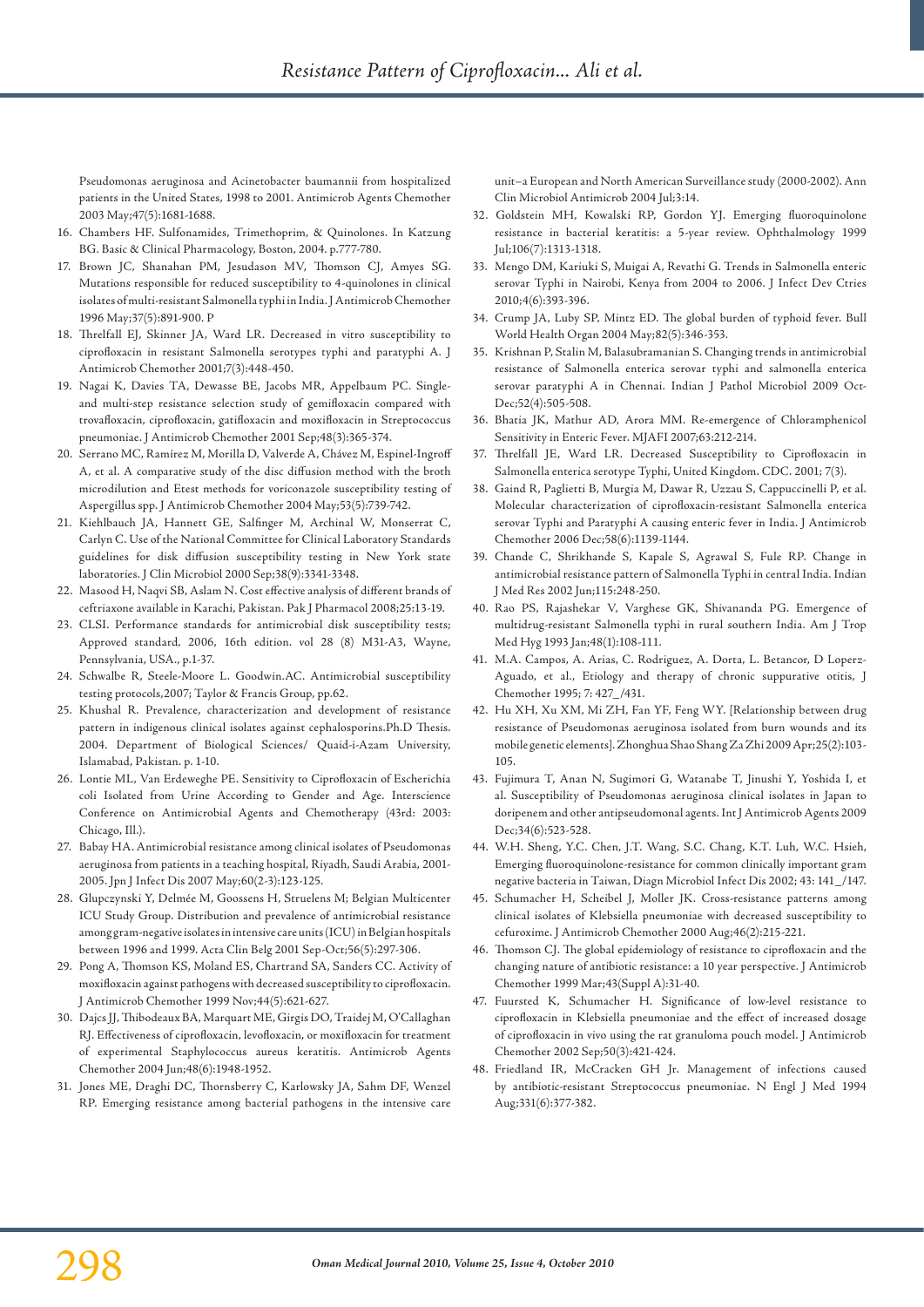Pseudomonas aeruginosa and Acinetobacter baumannii from hospitalized patients in the United States, 1998 to 2001. Antimicrob Agents Chemother 2003 May;47(5):1681-1688.

16. Chambers HF. Sulfonamides, Trimethoprim, & Quinolones. In Katzung BG. Basic & Clinical Pharmacology, Boston, 2004. p.777-780.
17. Brown JC, Shanahan PM, Jesudason MV, Thomson CJ, Amyes SG. Mutations responsible for reduced susceptibility to 4-quinolones in clinical isolates of multi-resistant Salmonella typhi in India. J Antimicrob Chemother 1996 May;37(5):891-900. P
18. Threlfall EJ, Skinner JA, Ward LR. Decreased in vitro susceptibility to ciprofloxacin in resistant Salmonella serotypes typhi and paratyphi A. J Antimicrob Chemother 2001;7(3):448-450.
19. Nagai K, Davies TA, Dewasse BE, Jacobs MR, Appelbaum PC. Single- and multi-step resistance selection study of gemifloxacin compared with trovafloxacin, ciprofloxacin, gatifloxacin and moxifloxacin in Streptococcus pneumoniae. J Antimicrob Chemother 2001 Sep;48(3):365-374.
20. Serrano MC, Ramírez M, Morilla D, Valverde A, Chávez M, Espinel-Ingroff A, et al. A comparative study of the disc diffusion method with the broth microdilution and Etest methods for voriconazole susceptibility testing of Aspergillus spp. J Antimicrob Chemother 2004 May;53(5):739-742.
21. Kiehlbauch JA, Hannett GE, Salfinger M, Archinal W, Monserrat C, Carlyn C. Use of the National Committee for Clinical Laboratory Standards guidelines for disk diffusion susceptibility testing in New York state laboratories. J Clin Microbiol 2000 Sep;38(9):3341-3348.
22. Masood H, Naqvi SB, Aslam N. Cost effective analysis of different brands of ceftriaxone available in Karachi, Pakistan. Pak J Pharmacol 2008;25:13-19.
23. CLSI. Performance standards for antimicrobial disk susceptibility tests; Approved standard, 2006, 16th edition. vol 28 (8) M31-A3, Wayne, Pennsylvania, USA., p.1-37.
24. Schwalbe R, Steele-Moore L. Goodwin.AC. Antimicrobial susceptibility testing protocols,2007; Taylor & Francis Group, pp.62.
25. Khushal R. Prevalence, characterization and development of resistance pattern in indigenous clinical isolates against cephalosporins.Ph.D Thesis. 2004. Department of Biological Sciences/ Quaid-i-Azam University, Islamabad, Pakistan. p. 1-10.
26. Lontie ML, Van Erdeweghe PE. Sensitivity to Ciprofloxacin of Escherichia coli Isolated from Urine According to Gender and Age. Interscience Conference on Antimicrobial Agents and Chemotherapy (43rd: 2003: Chicago, Ill.).
27. Babay HA. Antimicrobial resistance among clinical isolates of Pseudomonas aeruginosa from patients in a teaching hospital, Riyadh, Saudi Arabia, 2001-2005. Jpn J Infect Dis 2007 May;60(2-3):123-125.
28. Glupczynski Y, Delmée M, Goossens H, Struelens M; Belgian Multicenter ICU Study Group. Distribution and prevalence of antimicrobial resistance among gram-negative isolates in intensive care units (ICU) in Belgian hospitals between 1996 and 1999. Acta Clin Belg 2001 Sep-Oct;56(5):297-306.
29. Pong A, Thomson KS, Moland ES, Chartrand SA, Sanders CC. Activity of moxifloxacin against pathogens with decreased susceptibility to ciprofloxacin. J Antimicrob Chemother 1999 Nov;44(5):621-627.
30. Dajcs JJ, Thibodeaux BA, Marquart ME, Girgis DO, Traidej M, O'Callaghan RJ. Effectiveness of ciprofloxacin, levofloxacin, or moxifloxacin for treatment of experimental Staphylococcus aureus keratitis. Antimicrob Agents Chemother 2004 Jun;48(6):1948-1952.
31. Jones ME, Draghi DC, Thornsberry C, Karlowsky JA, Sahm DF, Wenzel RP. Emerging resistance among bacterial pathogens in the intensive care unit–a European and North American Surveillance study (2000-2002). Ann Clin Microbiol Antimicrob 2004 Jul;3:14.
32. Goldstein MH, Kowalski RP, Gordon YJ. Emerging fluoroquinolone resistance in bacterial keratitis: a 5-year review. Ophthalmology 1999 Jul;106(7):1313-1318.
33. Mengo DM, Kariuki S, Muigai A, Revathi G. Trends in Salmonella enteric serovar Typhi in Nairobi, Kenya from 2004 to 2006. J Infect Dev Ctries 2010;4(6):393-396.
34. Crump JA, Luby SP, Mintz ED. The global burden of typhoid fever. Bull World Health Organ 2004 May;82(5):346-353.
35. Krishnan P, Stalin M, Balasubramanian S. Changing trends in antimicrobial resistance of Salmonella enterica serovar typhi and salmonella enterica serovar paratyphi A in Chennai. Indian J Pathol Microbiol 2009 Oct-Dec;52(4):505-508.
36. Bhatia JK, Mathur AD, Arora MM. Re-emergence of Chloramphenicol Sensitivity in Enteric Fever. MJAFI 2007;63:212-214.
37. Threlfall JE, Ward LR. Decreased Susceptibility to Ciprofloxacin in Salmonella enterica serotype Typhi, United Kingdom. CDC. 2001; 7(3).
38. Gaind R, Paglietti B, Murgia M, Dawar R, Uzzau S, Cappuccinelli P, et al. Molecular characterization of ciprofloxacin-resistant Salmonella enterica serovar Typhi and Paratyphi A causing enteric fever in India. J Antimicrob Chemother 2006 Dec;58(6):1139-1144.
39. Chande C, Shrikhande S, Kapale S, Agrawal S, Fule RP. Change in antimicrobial resistance pattern of Salmonella Typhi in central India. Indian J Med Res 2002 Jun;115:248-250.
40. Rao PS, Rajashekar V, Varghese GK, Shivananda PG. Emergence of multidrug-resistant Salmonella typhi in rural southern India. Am J Trop Med Hyg 1993 Jan;48(1):108-111.
41. M.A. Campos, A. Arias, C. Rodriguez, A. Dorta, L. Betancor, D Lopez-Aguado, et al., Etiology and therapy of chronic suppurative otitis, J Chemother 1995; 7: 427_/431.
42. Hu XH, Xu XM, Mi ZH, Fan YF, Feng WY. [Relationship between drug resistance of Pseudomonas aeruginosa isolated from burn wounds and its mobile genetic elements]. Zhonghua Shao Shang Za Zhi 2009 Apr;25(2):103-105.
43. Fujimura T, Anan N, Sugimori G, Watanabe T, Jinushi Y, Yoshida I, et al. Susceptibility of Pseudomonas aeruginosa clinical isolates in Japan to doripenem and other antipseudomonal agents. Int J Antimicrob Agents 2009 Dec;34(6):523-528.
44. W.H. Sheng, Y.C. Chen, J.T. Wang, S.C. Chang, K.T. Luh, W.C. Hsieh, Emerging fluoroquinolone-resistance for common clinically important gram negative bacteria in Taiwan, Diagn Microbiol Infect Dis 2002; 43: 141_/147.
45. Schumacher H, Scheibel J, Moller JK. Cross-resistance patterns among clinical isolates of Klebsiella pneumoniae with decreased susceptibility to cefuroxime. J Antimicrob Chemother 2000 Aug;46(2):215-221.
46. Thomson CJ. The global epidemiology of resistance to ciprofloxacin and the changing nature of antibiotic resistance: a 10 year perspective. J Antimicrob Chemother 1999 Mar;43(Suppl A):31-40.
47. Fuursted K, Schumacher H. Significance of low-level resistance to ciprofloxacin in Klebsiella pneumoniae and the effect of increased dosage of ciprofloxacin in vivo using the rat granuloma pouch model. J Antimicrob Chemother 2002 Sep;50(3):421-424.
48. Friedland IR, McCracken GH Jr. Management of infections caused by antibiotic-resistant Streptococcus pneumoniae. N Engl J Med 1994 Aug;331(6):377-382.